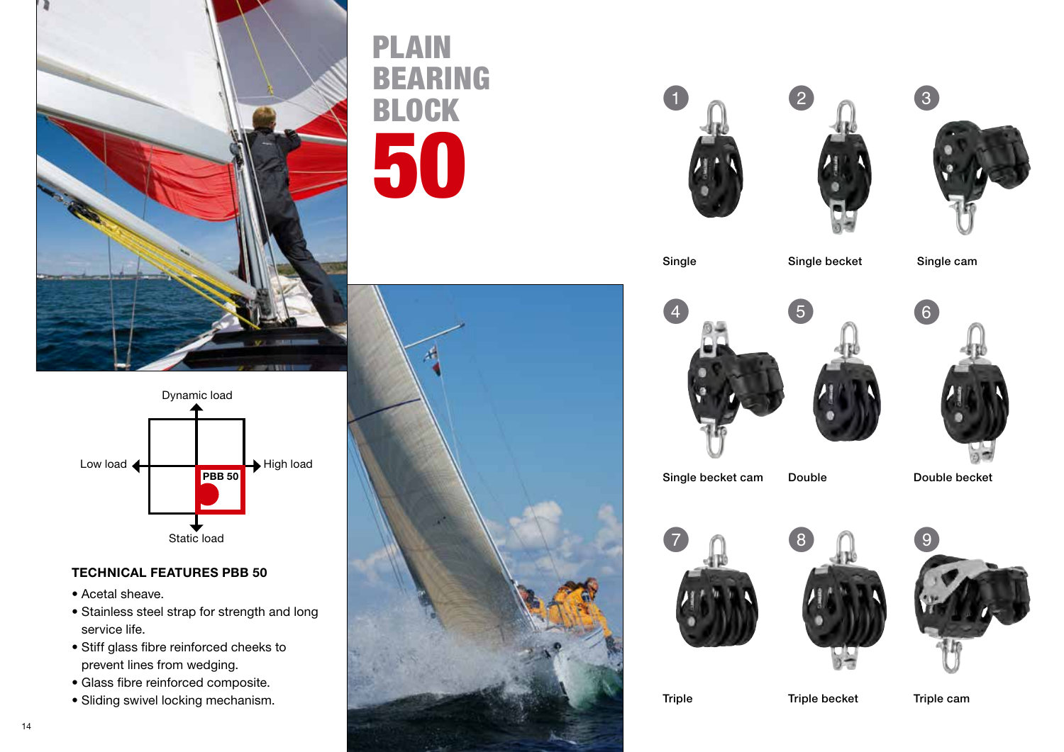# PLAIN BEARING BLOCK 50

Dynamic load

Low load

High load

PBB 50

Static load

### TECHNICAL FEATURES PBB 50

- Acetal sheave.
- Stainless steel strap for strength and long service life.
- Stiff glass fibre reinforced cheeks to prevent lines from wedging.
- Glass fibre reinforced composite.
- Sliding swivel locking mechanism.

1. Single
2. Single becket
3. Single cam
4. Single becket cam
5. Double
6. Double becket
7. Triple
8. Triple becket
9. Triple cam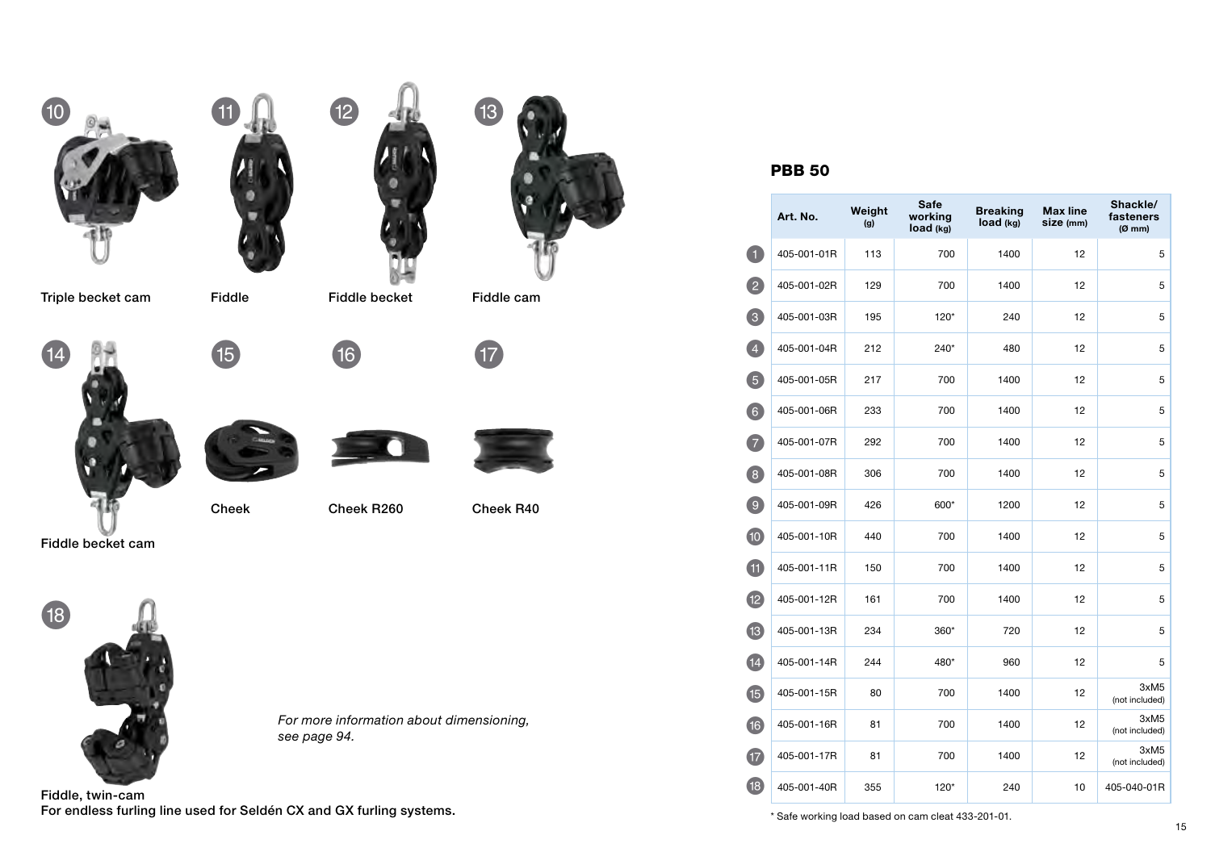10 Triple becket cam

11 Fiddle

12 Fiddle becket

13 Fiddle cam

14 Fiddle becket cam

15 Cheek

16 Cheek R260

17 Cheek R40

18 Fiddle, twin-cam
For endless furling line used for Seldén CX and GX furling systems.

*For more information about dimensioning, see page 94.*

## PBB 50

| | Art. No. | Weight (g) | Safe working load (kg) | Breaking load (kg) | Max line size (mm) | Shackle/ fasteners (Ø mm) |
|---|---|---|---|---|---|---|
| 1 | 405-001-01R | 113 | 700 | 1400 | 12 | 5 |
| 2 | 405-001-02R | 129 | 700 | 1400 | 12 | 5 |
| 3 | 405-001-03R | 195 | 120* | 240 | 12 | 5 |
| 4 | 405-001-04R | 212 | 240* | 480 | 12 | 5 |
| 5 | 405-001-05R | 217 | 700 | 1400 | 12 | 5 |
| 6 | 405-001-06R | 233 | 700 | 1400 | 12 | 5 |
| 7 | 405-001-07R | 292 | 700 | 1400 | 12 | 5 |
| 8 | 405-001-08R | 306 | 700 | 1400 | 12 | 5 |
| 9 | 405-001-09R | 426 | 600* | 1200 | 12 | 5 |
| 10 | 405-001-10R | 440 | 700 | 1400 | 12 | 5 |
| 11 | 405-001-11R | 150 | 700 | 1400 | 12 | 5 |
| 12 | 405-001-12R | 161 | 700 | 1400 | 12 | 5 |
| 13 | 405-001-13R | 234 | 360* | 720 | 12 | 5 |
| 14 | 405-001-14R | 244 | 480* | 960 | 12 | 5 |
| 15 | 405-001-15R | 80 | 700 | 1400 | 12 | 3xM5 (not included) |
| 16 | 405-001-16R | 81 | 700 | 1400 | 12 | 3xM5 (not included) |
| 17 | 405-001-17R | 81 | 700 | 1400 | 12 | 3xM5 (not included) |
| 18 | 405-001-40R | 355 | 120* | 240 | 10 | 405-040-01R |

* Safe working load based on cam cleat 433-201-01.